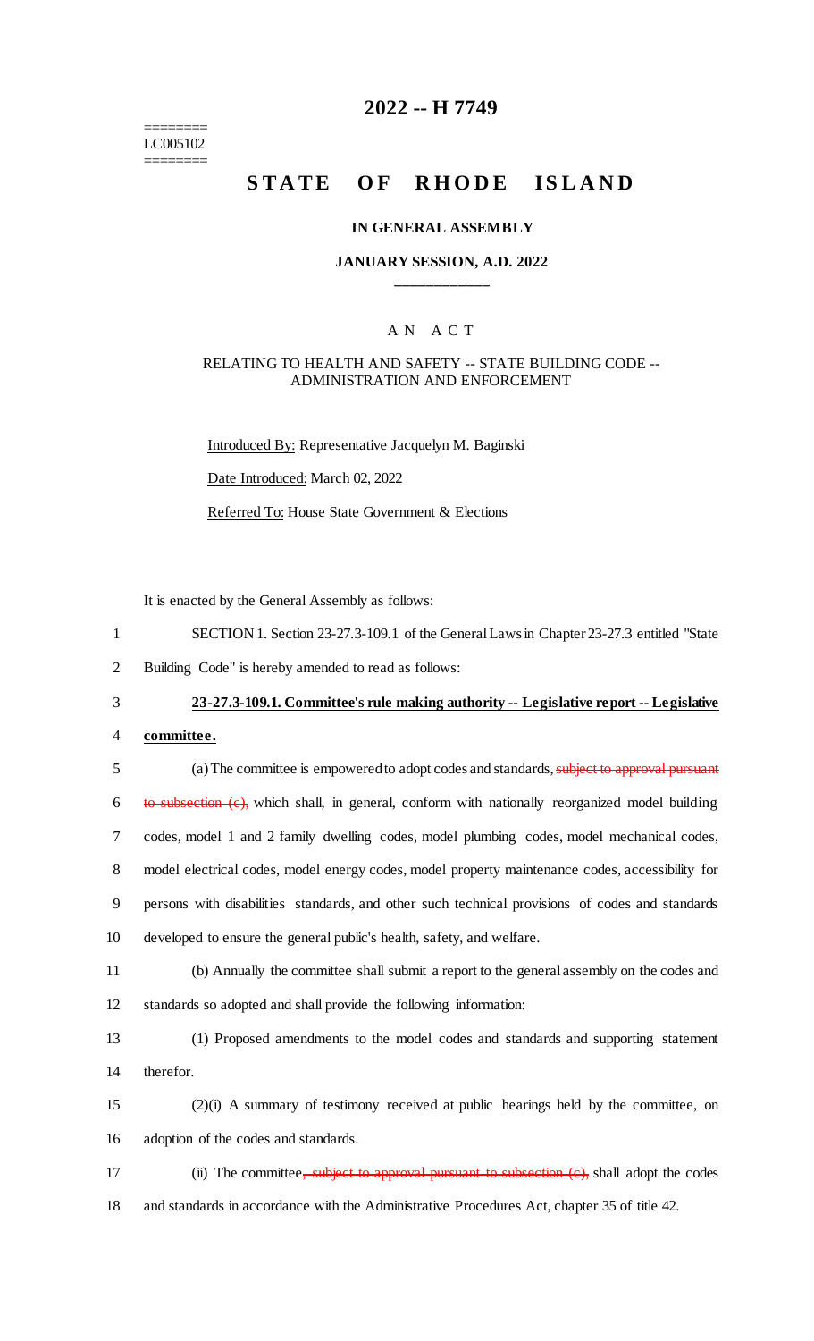========
LC005102
========

# 2022 -- H 7749

## STATE OF RHODE ISLAND

### IN GENERAL ASSEMBLY

### JANUARY SESSION, A.D. 2022

---

A N  A C T

RELATING TO HEALTH AND SAFETY -- STATE BUILDING CODE -- ADMINISTRATION AND ENFORCEMENT

Introduced By: Representative Jacquelyn M. Baginski

Date Introduced: March 02, 2022

Referred To: House State Government & Elections

It is enacted by the General Assembly as follows:

1 SECTION 1. Section 23-27.3-109.1 of the General Laws in Chapter 23-27.3 entitled "State
2 Building Code" is hereby amended to read as follows:

3 **23-27.3-109.1. Committee's rule making authority -- Legislative report -- Legislative**
4 **committee.**

5 (a) The committee is empowered to adopt codes and standards, ~~subject to approval pursuant~~
6 ~~to subsection (c),~~ which shall, in general, conform with nationally reorganized model building
7 codes, model 1 and 2 family dwelling codes, model plumbing codes, model mechanical codes,
8 model electrical codes, model energy codes, model property maintenance codes, accessibility for
9 persons with disabilities standards, and other such technical provisions of codes and standards
10 developed to ensure the general public's health, safety, and welfare.

11 (b) Annually the committee shall submit a report to the general assembly on the codes and
12 standards so adopted and shall provide the following information:

13 (1) Proposed amendments to the model codes and standards and supporting statement
14 therefor.

15 (2)(i) A summary of testimony received at public hearings held by the committee, on
16 adoption of the codes and standards.

17 (ii) The committee~~, subject to approval pursuant to subsection (c),~~ shall adopt the codes
18 and standards in accordance with the Administrative Procedures Act, chapter 35 of title 42.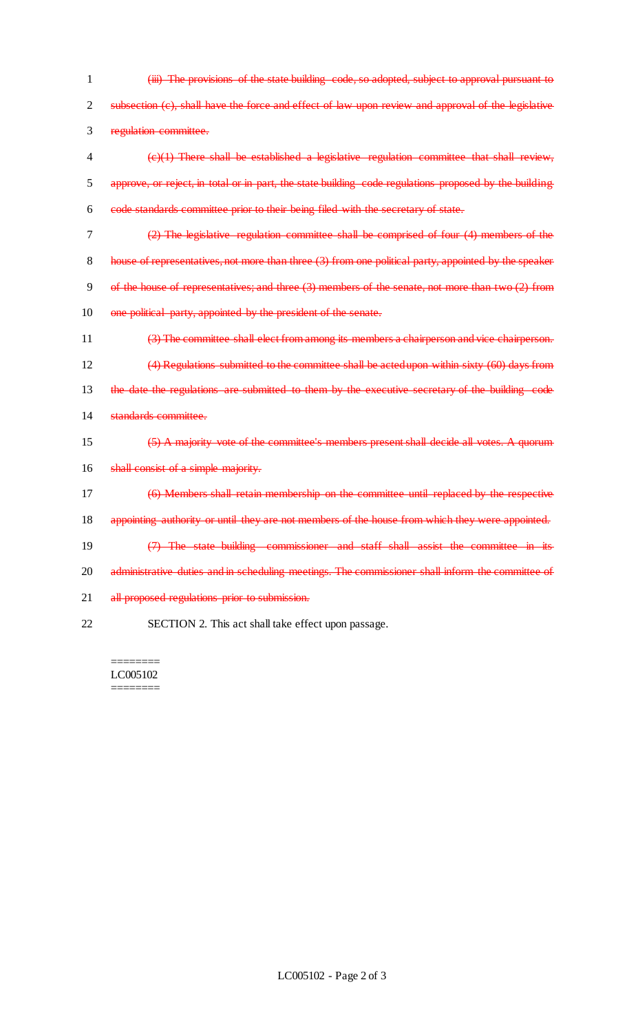~~(iii) The provisions of the state building code, so adopted, subject to approval pursuant to subsection (c), shall have the force and effect of law upon review and approval of the legislative regulation committee.~~

~~(c)(1) There shall be established a legislative regulation committee that shall review, approve, or reject, in total or in part, the state building code regulations proposed by the building code standards committee prior to their being filed with the secretary of state.~~

~~(2) The legislative regulation committee shall be comprised of four (4) members of the house of representatives, not more than three (3) from one political party, appointed by the speaker of the house of representatives; and three (3) members of the senate, not more than two (2) from one political party, appointed by the president of the senate.~~

~~(3) The committee shall elect from among its members a chairperson and vice chairperson.~~

~~(4) Regulations submitted to the committee shall be acted upon within sixty (60) days from the date the regulations are submitted to them by the executive secretary of the building code standards committee.~~

~~(5) A majority vote of the committee's members present shall decide all votes. A quorum shall consist of a simple majority.~~

~~(6) Members shall retain membership on the committee until replaced by the respective appointing authority or until they are not members of the house from which they were appointed.~~

~~(7) The state building commissioner and staff shall assist the committee in its administrative duties and in scheduling meetings. The commissioner shall inform the committee of all proposed regulations prior to submission.~~

SECTION 2. This act shall take effect upon passage.

========
LC005102
========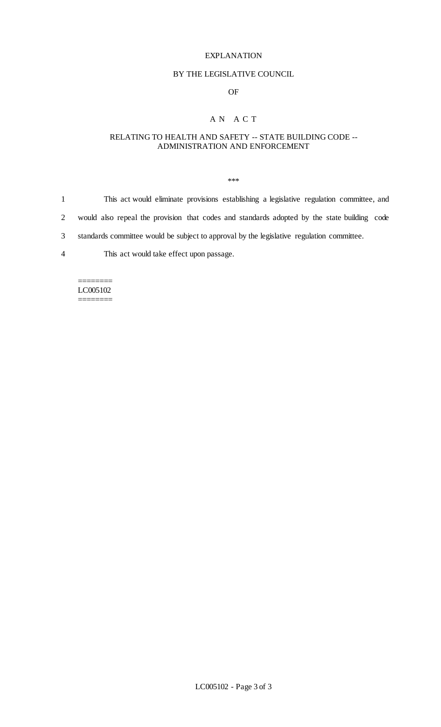EXPLANATION

BY THE LEGISLATIVE COUNCIL

OF

# A N A C T

RELATING TO HEALTH AND SAFETY -- STATE BUILDING CODE -- ADMINISTRATION AND ENFORCEMENT

***

1 This act would eliminate provisions establishing a legislative regulation committee, and
2 would also repeal the provision that codes and standards adopted by the state building code
3 standards committee would be subject to approval by the legislative regulation committee.
4 This act would take effect upon passage.

========
LC005102
========